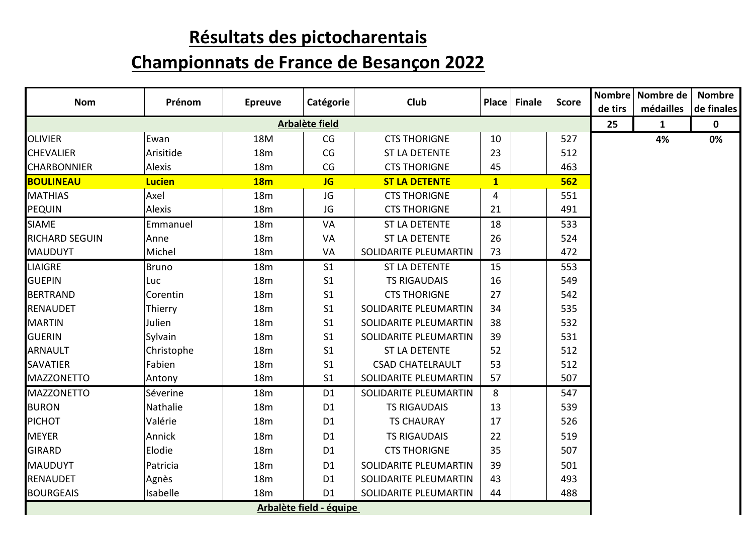# Résultats des pictocharentais

# Championnats de France de Besançon 2022

| Nom | Prénom | Epreuve | Catégorie | Club | Place | Finale | Score | Nombre de tirs | Nombre de médailles | Nombre de finales |
|---|---|---|---|---|---|---|---|---|---|---|
| **Arbalète field** | | | | | | | | 25 | 1 | 0 |
| OLIVIER | Ewan | 18M | CG | CTS THORIGNE | 10 | | 527 | | 4% | 0% |
| CHEVALIER | Arisitide | 18m | CG | ST LA DETENTE | 23 | | 512 | | | |
| CHARBONNIER | Alexis | 18m | CG | CTS THORIGNE | 45 | | 463 | | | |
| **BOULINEAU** | **Lucien** | **18m** | **JG** | **ST LA DETENTE** | **1** | | **562** | | | |
| MATHIAS | Axel | 18m | JG | CTS THORIGNE | 4 | | 551 | | | |
| PEQUIN | Alexis | 18m | JG | CTS THORIGNE | 21 | | 491 | | | |
| SIAME | Emmanuel | 18m | VA | ST LA DETENTE | 18 | | 533 | | | |
| RICHARD SEGUIN | Anne | 18m | VA | ST LA DETENTE | 26 | | 524 | | | |
| MAUDUYT | Michel | 18m | VA | SOLIDARITE PLEUMARTIN | 73 | | 472 | | | |
| LIAIGRE | Bruno | 18m | S1 | ST LA DETENTE | 15 | | 553 | | | |
| GUEPIN | Luc | 18m | S1 | TS RIGAUDAIS | 16 | | 549 | | | |
| BERTRAND | Corentin | 18m | S1 | CTS THORIGNE | 27 | | 542 | | | |
| RENAUDET | Thierry | 18m | S1 | SOLIDARITE PLEUMARTIN | 34 | | 535 | | | |
| MARTIN | Julien | 18m | S1 | SOLIDARITE PLEUMARTIN | 38 | | 532 | | | |
| GUERIN | Sylvain | 18m | S1 | SOLIDARITE PLEUMARTIN | 39 | | 531 | | | |
| ARNAULT | Christophe | 18m | S1 | ST LA DETENTE | 52 | | 512 | | | |
| SAVATIER | Fabien | 18m | S1 | CSAD CHATELRAULT | 53 | | 512 | | | |
| MAZZONETTO | Antony | 18m | S1 | SOLIDARITE PLEUMARTIN | 57 | | 507 | | | |
| MAZZONETTO | Séverine | 18m | D1 | SOLIDARITE PLEUMARTIN | 8 | | 547 | | | |
| BURON | Nathalie | 18m | D1 | TS RIGAUDAIS | 13 | | 539 | | | |
| PICHOT | Valérie | 18m | D1 | TS CHAURAY | 17 | | 526 | | | |
| MEYER | Annick | 18m | D1 | TS RIGAUDAIS | 22 | | 519 | | | |
| GIRARD | Elodie | 18m | D1 | CTS THORIGNE | 35 | | 507 | | | |
| MAUDUYT | Patricia | 18m | D1 | SOLIDARITE PLEUMARTIN | 39 | | 501 | | | |
| RENAUDET | Agnès | 18m | D1 | SOLIDARITE PLEUMARTIN | 43 | | 493 | | | |
| BOURGEAIS | Isabelle | 18m | D1 | SOLIDARITE PLEUMARTIN | 44 | | 488 | | | |
| **Arbalète field - équipe** | | | | | | | | | | |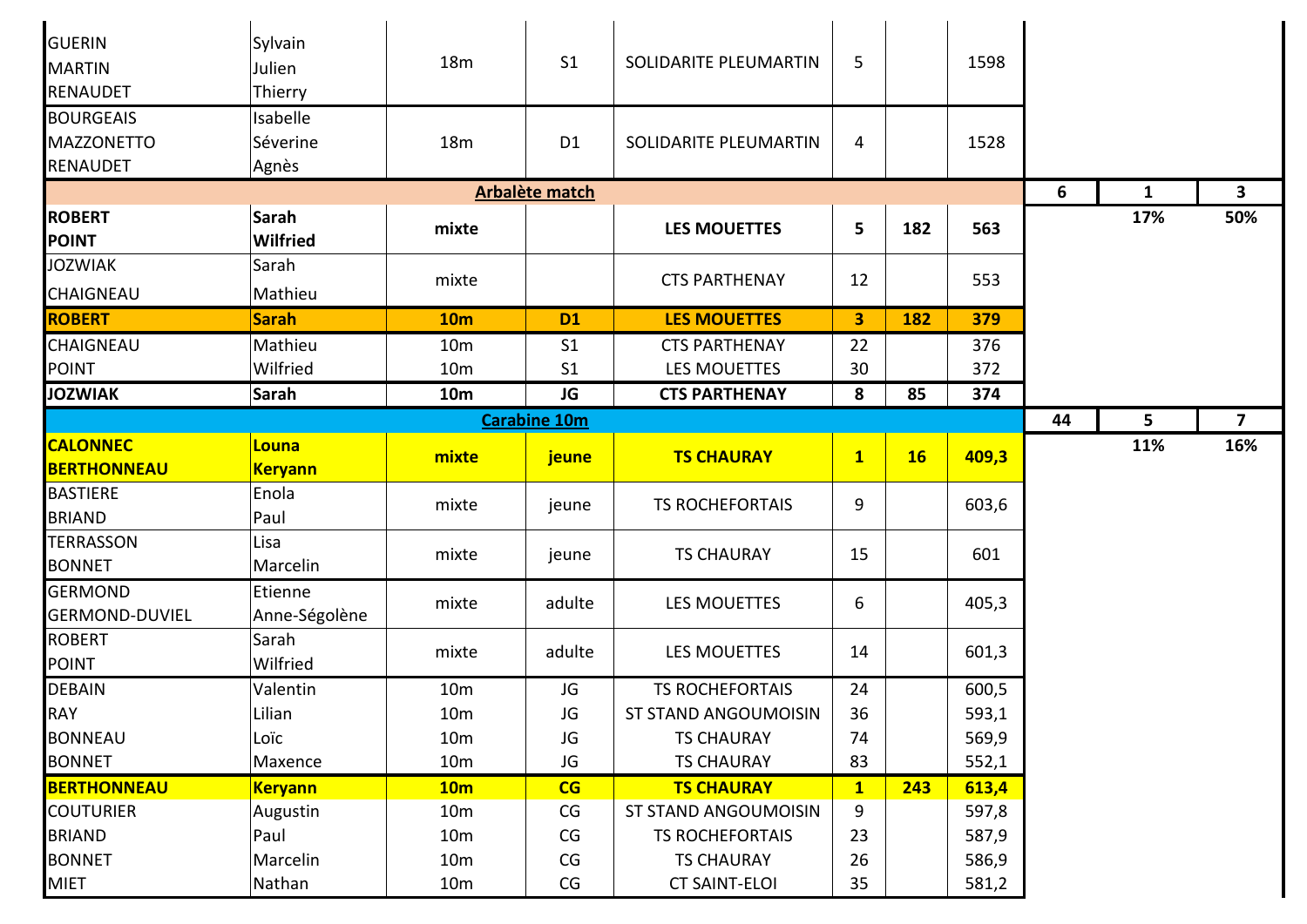| | | | | | | | | | | |
|---|---|---|---|---|---|---|---|---|---|---|
| GUERIN<br>MARTIN<br>RENAUDET | Sylvain<br>Julien<br>Thierry | 18m | S1 | SOLIDARITE PLEUMARTIN | 5 | | 1598 | | | |
| BOURGEAIS<br>MAZZONETTO<br>RENAUDET | Isabelle<br>Séverine<br>Agnès | 18m | D1 | SOLIDARITE PLEUMARTIN | 4 | | 1528 | | | |
| **Arbalète match** | | | | | | | | **6** | **1** | **3** |
| **ROBERT<br>POINT** | **Sarah<br>Wilfried** | **mixte** | | **LES MOUETTES** | **5** | **182** | **563** | | **17%** | **50%** |
| JOZWIAK<br>CHAIGNEAU | Sarah<br>Mathieu | mixte | | CTS PARTHENAY | 12 | | 553 | | | |
| **ROBERT** | **Sarah** | **10m** | **D1** | **LES MOUETTES** | **3** | **182** | **379** | | | |
| CHAIGNEAU | Mathieu | 10m | S1 | CTS PARTHENAY | 22 | | 376 | | | |
| POINT | Wilfried | 10m | S1 | LES MOUETTES | 30 | | 372 | | | |
| **JOZWIAK** | **Sarah** | **10m** | **JG** | **CTS PARTHENAY** | **8** | **85** | **374** | | | |
| **Carabine 10m** | | | | | | | | **44** | **5** | **7** |
| **CALONNEC<br>BERTHONNEAU** | **Louna<br>Keryann** | **mixte** | **jeune** | **TS CHAURAY** | **1** | **16** | **409,3** | | **11%** | **16%** |
| BASTIERE<br>BRIAND | Enola<br>Paul | mixte | jeune | TS ROCHEFORTAIS | 9 | | 603,6 | | | |
| TERRASSON<br>BONNET | Lisa<br>Marcelin | mixte | jeune | TS CHAURAY | 15 | | 601 | | | |
| GERMOND<br>GERMOND-DUVIEL | Etienne<br>Anne-Ségolène | mixte | adulte | LES MOUETTES | 6 | | 405,3 | | | |
| ROBERT<br>POINT | Sarah<br>Wilfried | mixte | adulte | LES MOUETTES | 14 | | 601,3 | | | |
| DEBAIN | Valentin | 10m | JG | TS ROCHEFORTAIS | 24 | | 600,5 | | | |
| RAY | Lilian | 10m | JG | ST STAND ANGOUMOISIN | 36 | | 593,1 | | | |
| BONNEAU | Loïc | 10m | JG | TS CHAURAY | 74 | | 569,9 | | | |
| BONNET | Maxence | 10m | JG | TS CHAURAY | 83 | | 552,1 | | | |
| **BERTHONNEAU** | **Keryann** | **10m** | **CG** | **TS CHAURAY** | **1** | **243** | **613,4** | | | |
| COUTURIER | Augustin | 10m | CG | ST STAND ANGOUMOISIN | 9 | | 597,8 | | | |
| BRIAND | Paul | 10m | CG | TS ROCHEFORTAIS | 23 | | 587,9 | | | |
| BONNET | Marcelin | 10m | CG | TS CHAURAY | 26 | | 586,9 | | | |
| MIET | Nathan | 10m | CG | CT SAINT-ELOI | 35 | | 581,2 | | | |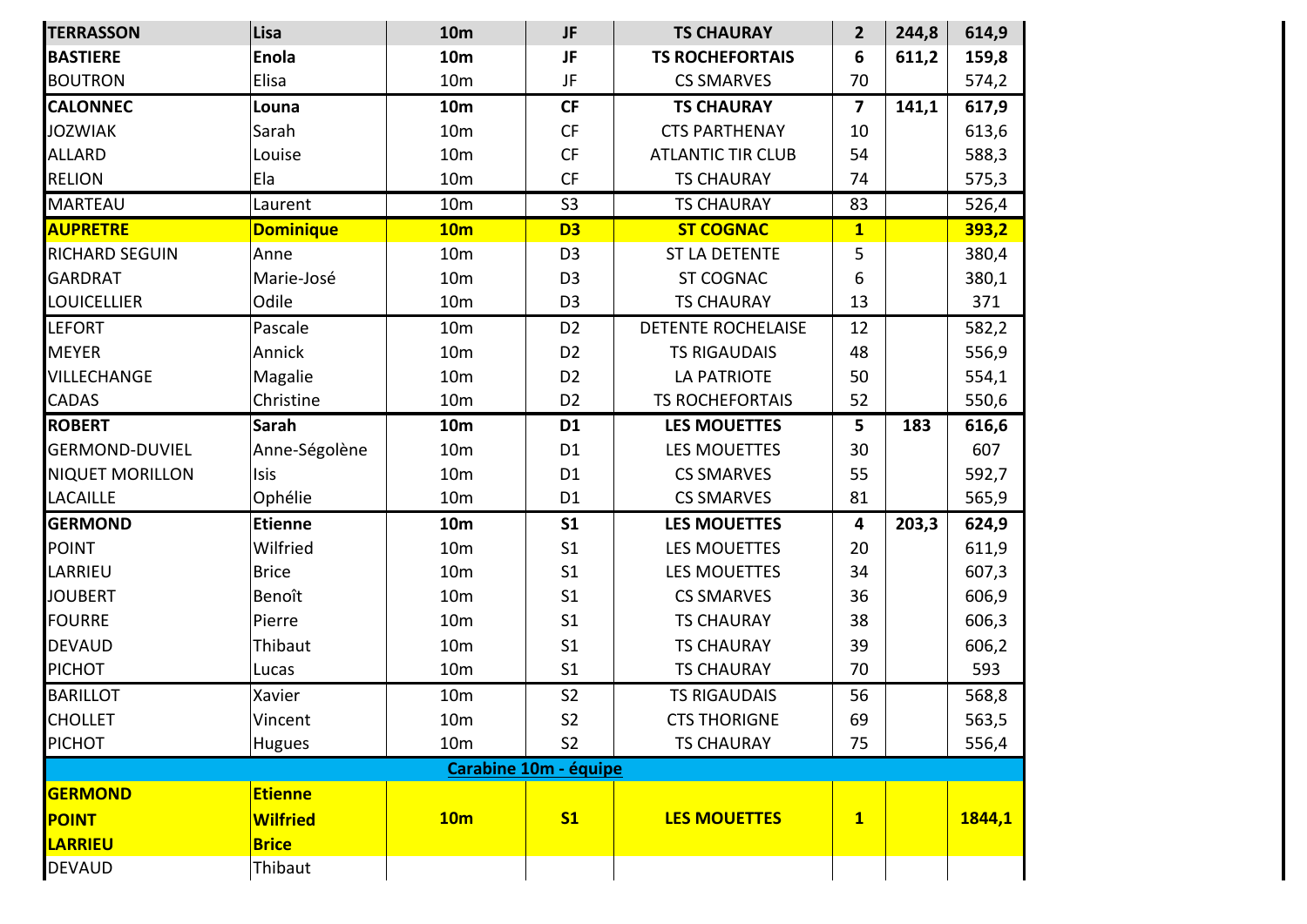| | | | | | | | |
|---|---|---|---|---|---|---|---|
| **TERRASSON** | **Lisa** | **10m** | **JF** | **TS CHAURAY** | **2** | **244,8** | **614,9** |
| **BASTIERE** | **Enola** | **10m** | **JF** | **TS ROCHEFORTAIS** | **6** | **611,2** | **159,8** |
| BOUTRON | Elisa | 10m | JF | CS SMARVES | 70 | | 574,2 |
| **CALONNEC** | **Louna** | **10m** | **CF** | **TS CHAURAY** | **7** | **141,1** | **617,9** |
| JOZWIAK | Sarah | 10m | CF | CTS PARTHENAY | 10 | | 613,6 |
| ALLARD | Louise | 10m | CF | ATLANTIC TIR CLUB | 54 | | 588,3 |
| RELION | Ela | 10m | CF | TS CHAURAY | 74 | | 575,3 |
| MARTEAU | Laurent | 10m | S3 | TS CHAURAY | 83 | | 526,4 |
| **AUPRETRE** | **Dominique** | **10m** | **D3** | **ST COGNAC** | **1** | | **393,2** |
| RICHARD SEGUIN | Anne | 10m | D3 | ST LA DETENTE | 5 | | 380,4 |
| GARDRAT | Marie-José | 10m | D3 | ST COGNAC | 6 | | 380,1 |
| LOUICELLIER | Odile | 10m | D3 | TS CHAURAY | 13 | | 371 |
| LEFORT | Pascale | 10m | D2 | DETENTE ROCHELAISE | 12 | | 582,2 |
| MEYER | Annick | 10m | D2 | TS RIGAUDAIS | 48 | | 556,9 |
| VILLECHANGE | Magalie | 10m | D2 | LA PATRIOTE | 50 | | 554,1 |
| CADAS | Christine | 10m | D2 | TS ROCHEFORTAIS | 52 | | 550,6 |
| **ROBERT** | **Sarah** | **10m** | **D1** | **LES MOUETTES** | **5** | **183** | **616,6** |
| GERMOND-DUVIEL | Anne-Ségolène | 10m | D1 | LES MOUETTES | 30 | | 607 |
| NIQUET MORILLON | Isis | 10m | D1 | CS SMARVES | 55 | | 592,7 |
| LACAILLE | Ophélie | 10m | D1 | CS SMARVES | 81 | | 565,9 |
| **GERMOND** | **Etienne** | **10m** | **S1** | **LES MOUETTES** | **4** | **203,3** | **624,9** |
| POINT | Wilfried | 10m | S1 | LES MOUETTES | 20 | | 611,9 |
| LARRIEU | Brice | 10m | S1 | LES MOUETTES | 34 | | 607,3 |
| JOUBERT | Benoît | 10m | S1 | CS SMARVES | 36 | | 606,9 |
| FOURRE | Pierre | 10m | S1 | TS CHAURAY | 38 | | 606,3 |
| DEVAUD | Thibaut | 10m | S1 | TS CHAURAY | 39 | | 606,2 |
| PICHOT | Lucas | 10m | S1 | TS CHAURAY | 70 | | 593 |
| BARILLOT | Xavier | 10m | S2 | TS RIGAUDAIS | 56 | | 568,8 |
| CHOLLET | Vincent | 10m | S2 | CTS THORIGNE | 69 | | 563,5 |
| PICHOT | Hugues | 10m | S2 | TS CHAURAY | 75 | | 556,4 |
| | | **Carabine 10m - équipe** | | | | | |
| **GERMOND** | **Etienne** | | | | | | |
| **POINT** | **Wilfried** | **10m** | **S1** | **LES MOUETTES** | **1** | | **1844,1** |
| **LARRIEU** | **Brice** | | | | | | |
| DEVAUD | Thibaut | | | | | | |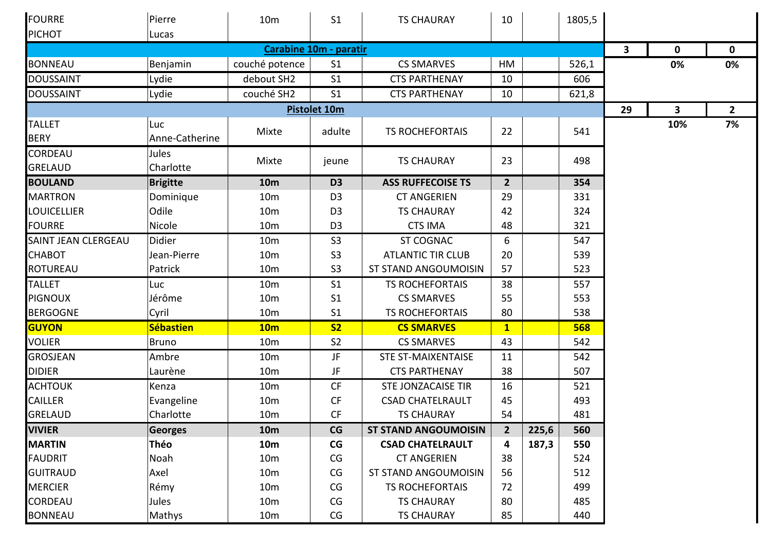| | | | | | | | | | | |
|---|---|---|---|---|---|---|---|---|---|---|
| FOURRE<br>PICHOT | Pierre<br>Lucas | 10m | S1 | TS CHAURAY | 10 | | 1805,5 | | | |
| **Carabine 10m - paratir** | | | | | | | | **3** | **0** | **0** |
| BONNEAU | Benjamin | couché potence | S1 | CS SMARVES | HM | | 526,1 | | **0%** | **0%** |
| DOUSSAINT | Lydie | debout SH2 | S1 | CTS PARTHENAY | 10 | | 606 | | | |
| DOUSSAINT | Lydie | couché SH2 | S1 | CTS PARTHENAY | 10 | | 621,8 | | | |
| **Pistolet 10m** | | | | | | | | **29** | **3** | **2** |
| TALLET<br>BERY | Luc<br>Anne-Catherine | Mixte | adulte | TS ROCHEFORTAIS | 22 | | 541 | | **10%** | **7%** |
| CORDEAU<br>GRELAUD | Jules<br>Charlotte | Mixte | jeune | TS CHAURAY | 23 | | 498 | | | |
| **BOULAND** | **Brigitte** | **10m** | **D3** | **ASS RUFFECOISE TS** | **2** | | **354** | | | |
| MARTRON | Dominique | 10m | D3 | CT ANGERIEN | 29 | | 331 | | | |
| LOUICELLIER | Odile | 10m | D3 | TS CHAURAY | 42 | | 324 | | | |
| FOURRE | Nicole | 10m | D3 | CTS IMA | 48 | | 321 | | | |
| SAINT JEAN CLERGEAU | Didier | 10m | S3 | ST COGNAC | 6 | | 547 | | | |
| CHABOT | Jean-Pierre | 10m | S3 | ATLANTIC TIR CLUB | 20 | | 539 | | | |
| ROTUREAU | Patrick | 10m | S3 | ST STAND ANGOUMOISIN | 57 | | 523 | | | |
| TALLET | Luc | 10m | S1 | TS ROCHEFORTAIS | 38 | | 557 | | | |
| PIGNOUX | Jérôme | 10m | S1 | CS SMARVES | 55 | | 553 | | | |
| BERGOGNE | Cyril | 10m | S1 | TS ROCHEFORTAIS | 80 | | 538 | | | |
| **GUYON** | **Sébastien** | **10m** | **S2** | **CS SMARVES** | **1** | | **568** | | | |
| VOLIER | Bruno | 10m | S2 | CS SMARVES | 43 | | 542 | | | |
| GROSJEAN | Ambre | 10m | JF | STE ST-MAIXENTAISE | 11 | | 542 | | | |
| DIDIER | Laurène | 10m | JF | CTS PARTHENAY | 38 | | 507 | | | |
| ACHTOUK | Kenza | 10m | CF | STE JONZACAISE TIR | 16 | | 521 | | | |
| CAILLER | Evangeline | 10m | CF | CSAD CHATELRAULT | 45 | | 493 | | | |
| GRELAUD | Charlotte | 10m | CF | TS CHAURAY | 54 | | 481 | | | |
| **VIVIER** | **Georges** | **10m** | **CG** | **ST STAND ANGOUMOISIN** | **2** | **225,6** | **560** | | | |
| **MARTIN** | **Théo** | **10m** | **CG** | **CSAD CHATELRAULT** | **4** | **187,3** | **550** | | | |
| FAUDRIT | Noah | 10m | CG | CT ANGERIEN | 38 | | 524 | | | |
| GUITRAUD | Axel | 10m | CG | ST STAND ANGOUMOISIN | 56 | | 512 | | | |
| MERCIER | Rémy | 10m | CG | TS ROCHEFORTAIS | 72 | | 499 | | | |
| CORDEAU | Jules | 10m | CG | TS CHAURAY | 80 | | 485 | | | |
| BONNEAU | Mathys | 10m | CG | TS CHAURAY | 85 | | 440 | | | |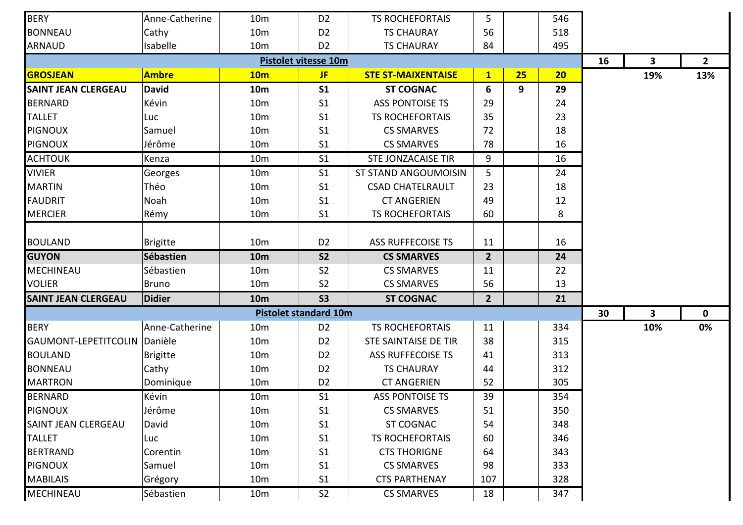| | | | | | | | | | | |
|---|---|---|---|---|---|---|---|---|---|---|
| BERY | Anne-Catherine | 10m | D2 | TS ROCHEFORTAIS | 5 | | 546 | | | |
| BONNEAU | Cathy | 10m | D2 | TS CHAURAY | 56 | | 518 | | | |
| ARNAUD | Isabelle | 10m | D2 | TS CHAURAY | 84 | | 495 | | | |
| **Pistolet vitesse 10m** | | | | | | | | 16 | 3 | 2 |
| **GROSJEAN** | **Ambre** | **10m** | **JF** | **STE ST-MAIXENTAISE** | **1** | **25** | **20** | | 19% | 13% |
| **SAINT JEAN CLERGEAU** | **David** | **10m** | **S1** | **ST COGNAC** | **6** | **9** | **29** | | | |
| BERNARD | Kévin | 10m | S1 | ASS PONTOISE TS | 29 | | 24 | | | |
| TALLET | Luc | 10m | S1 | TS ROCHEFORTAIS | 35 | | 23 | | | |
| PIGNOUX | Samuel | 10m | S1 | CS SMARVES | 72 | | 18 | | | |
| PIGNOUX | Jérôme | 10m | S1 | CS SMARVES | 78 | | 16 | | | |
| ACHTOUK | Kenza | 10m | S1 | STE JONZACAISE TIR | 9 | | 16 | | | |
| VIVIER | Georges | 10m | S1 | ST STAND ANGOUMOISIN | 5 | | 24 | | | |
| MARTIN | Théo | 10m | S1 | CSAD CHATELRAULT | 23 | | 18 | | | |
| FAUDRIT | Noah | 10m | S1 | CT ANGERIEN | 49 | | 12 | | | |
| MERCIER | Rémy | 10m | S1 | TS ROCHEFORTAIS | 60 | | 8 | | | |
| BOULAND | Brigitte | 10m | D2 | ASS RUFFECOISE TS | 11 | | 16 | | | |
| **GUYON** | **Sébastien** | **10m** | **S2** | **CS SMARVES** | **2** | | **24** | | | |
| MECHINEAU | Sébastien | 10m | S2 | CS SMARVES | 11 | | 22 | | | |
| VOLIER | Bruno | 10m | S2 | CS SMARVES | 56 | | 13 | | | |
| **SAINT JEAN CLERGEAU** | **Didier** | **10m** | **S3** | **ST COGNAC** | **2** | | **21** | | | |
| **Pistolet standard 10m** | | | | | | | | 30 | 3 | 0 |
| BERY | Anne-Catherine | 10m | D2 | TS ROCHEFORTAIS | 11 | | 334 | | 10% | 0% |
| GAUMONT-LEPETITCOLIN | Danièle | 10m | D2 | STE SAINTAISE DE TIR | 38 | | 315 | | | |
| BOULAND | Brigitte | 10m | D2 | ASS RUFFECOISE TS | 41 | | 313 | | | |
| BONNEAU | Cathy | 10m | D2 | TS CHAURAY | 44 | | 312 | | | |
| MARTRON | Dominique | 10m | D2 | CT ANGERIEN | 52 | | 305 | | | |
| BERNARD | Kévin | 10m | S1 | ASS PONTOISE TS | 39 | | 354 | | | |
| PIGNOUX | Jérôme | 10m | S1 | CS SMARVES | 51 | | 350 | | | |
| SAINT JEAN CLERGEAU | David | 10m | S1 | ST COGNAC | 54 | | 348 | | | |
| TALLET | Luc | 10m | S1 | TS ROCHEFORTAIS | 60 | | 346 | | | |
| BERTRAND | Corentin | 10m | S1 | CTS THORIGNE | 64 | | 343 | | | |
| PIGNOUX | Samuel | 10m | S1 | CS SMARVES | 98 | | 333 | | | |
| MABILAIS | Grégory | 10m | S1 | CTS PARTHENAY | 107 | | 328 | | | |
| MECHINEAU | Sébastien | 10m | S2 | CS SMARVES | 18 | | 347 | | | |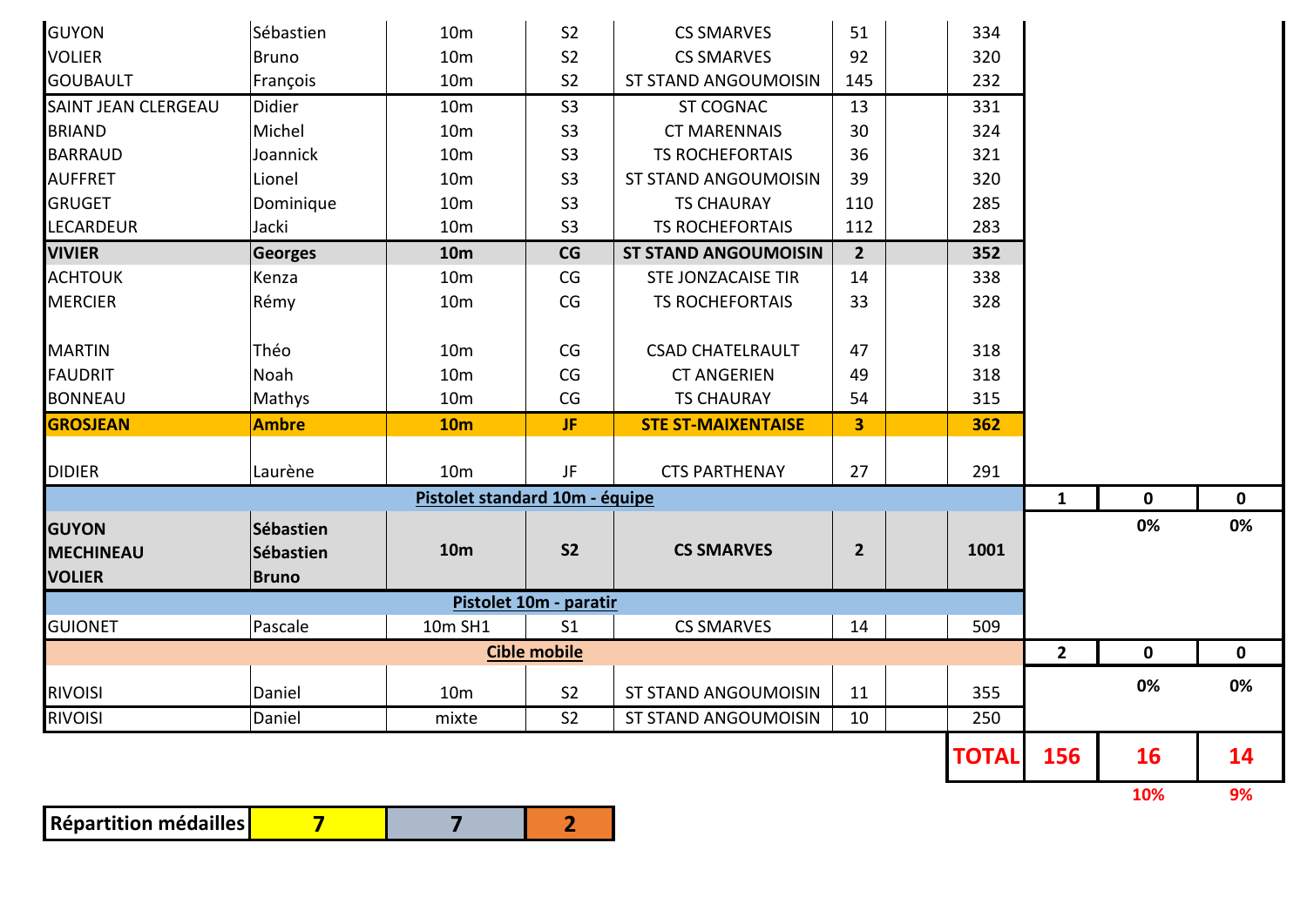| | | | | | | | | | | |
|---|---|---|---|---|---|---|---|---|---|---|
| GUYON | Sébastien | 10m | S2 | CS SMARVES | 51 | | 334 | | | |
| VOLIER | Bruno | 10m | S2 | CS SMARVES | 92 | | 320 | | | |
| GOUBAULT | François | 10m | S2 | ST STAND ANGOUMOISIN | 145 | | 232 | | | |
| SAINT JEAN CLERGEAU | Didier | 10m | S3 | ST COGNAC | 13 | | 331 | | | |
| BRIAND | Michel | 10m | S3 | CT MARENNAIS | 30 | | 324 | | | |
| BARRAUD | Joannick | 10m | S3 | TS ROCHEFORTAIS | 36 | | 321 | | | |
| AUFFRET | Lionel | 10m | S3 | ST STAND ANGOUMOISIN | 39 | | 320 | | | |
| GRUGET | Dominique | 10m | S3 | TS CHAURAY | 110 | | 285 | | | |
| LECARDEUR | Jacki | 10m | S3 | TS ROCHEFORTAIS | 112 | | 283 | | | |
| **VIVIER** | **Georges** | **10m** | **CG** | **ST STAND ANGOUMOISIN** | **2** | | **352** | | | |
| ACHTOUK | Kenza | 10m | CG | STE JONZACAISE TIR | 14 | | 338 | | | |
| MERCIER | Rémy | 10m | CG | TS ROCHEFORTAIS | 33 | | 328 | | | |
| MARTIN | Théo | 10m | CG | CSAD CHATELRAULT | 47 | | 318 | | | |
| FAUDRIT | Noah | 10m | CG | CT ANGERIEN | 49 | | 318 | | | |
| BONNEAU | Mathys | 10m | CG | TS CHAURAY | 54 | | 315 | | | |
| **GROSJEAN** | **Ambre** | **10m** | **JF** | **STE ST-MAIXENTAISE** | **3** | | **362** | | | |
| DIDIER | Laurène | 10m | JF | CTS PARTHENAY | 27 | | 291 | | | |
| **Pistolet standard 10m - équipe** | | | | | | | | **1** | **0** | **0** |
| **GUYON<br>MECHINEAU<br>VOLIER** | **Sébastien<br>Sébastien<br>Bruno** | **10m** | **S2** | **CS SMARVES** | **2** | | **1001** | | **0%** | **0%** |
| **Pistolet 10m - paratir** | | | | | | | | | | |
| GUIONET | Pascale | 10m SH1 | S1 | CS SMARVES | 14 | | 509 | | | |
| **Cible mobile** | | | | | | | | **2** | **0** | **0** |
| RIVOISI | Daniel | 10m | S2 | ST STAND ANGOUMOISIN | 11 | | 355 | | **0%** | **0%** |
| RIVOISI | Daniel | mixte | S2 | ST STAND ANGOUMOISIN | 10 | | 250 | | | |
| | | | | | | | **TOTAL** | **156** | **16** | **14** |
| | | | | | | | | | **10%** | **9%** |

| Répartition médailles | 7 | 7 | 2 |
|---|---|---|---|